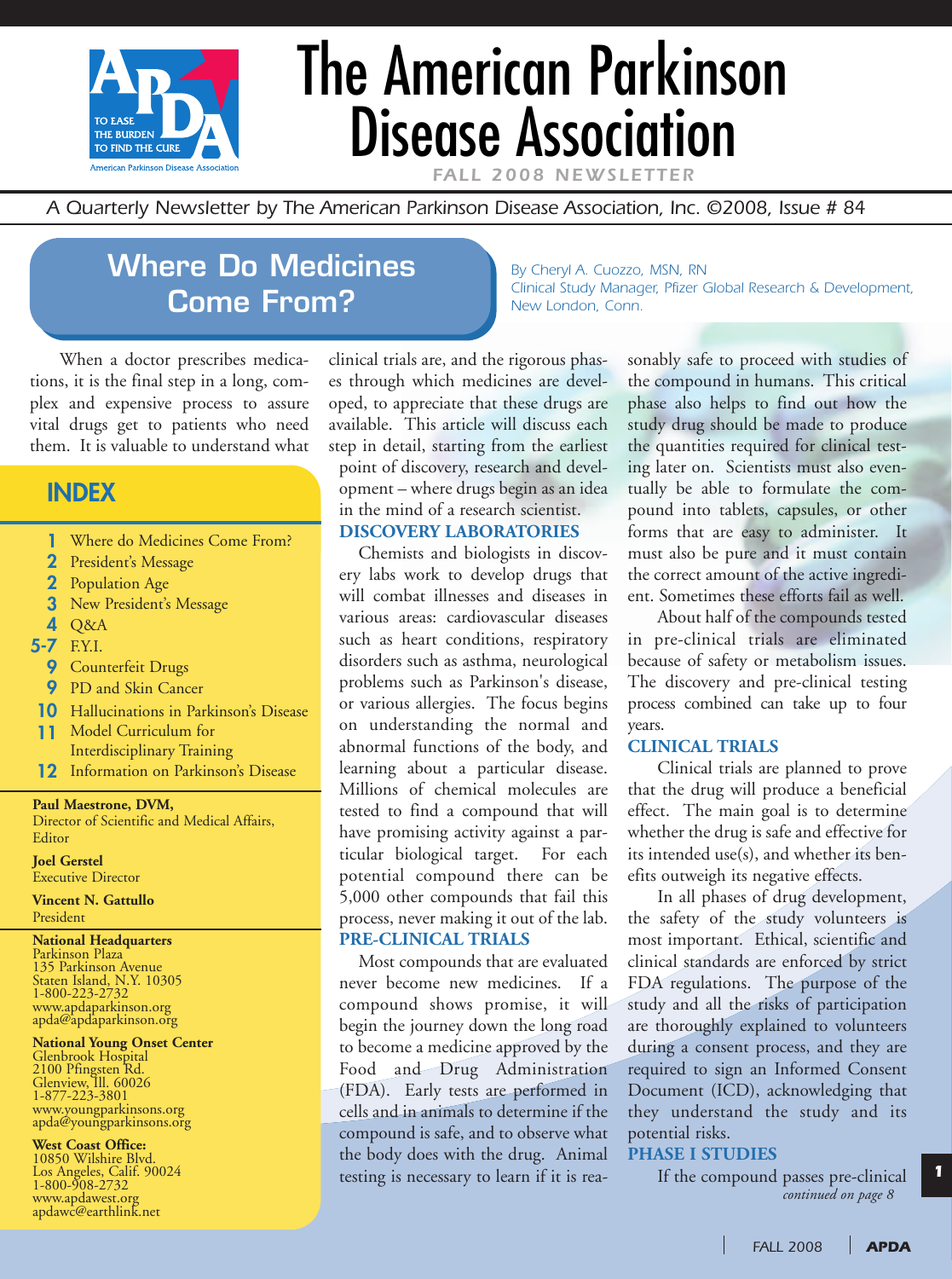# The American Parkinson Disease Association

FALL 2008 NEWSLETTER

*A Quarterly Newsletter by The American Parkinson Disease Association, Inc. ©2008, Issue # 84*

## Where Do Medicines Come From?

*By Cheryl A. Cuozzo, MSN, RN*
*Clinical Study Manager, Pfizer Global Research & Development, New London, Conn.*

When a doctor prescribes medications, it is the final step in a long, complex and expensive process to assure vital drugs get to patients who need them. It is valuable to understand what clinical trials are, and the rigorous phases through which medicines are developed, to appreciate that these drugs are available. This article will discuss each step in detail, starting from the earliest point of discovery, research and development – where drugs begin as an idea in the mind of a research scientist.

### DISCOVERY LABORATORIES

Chemists and biologists in discovery labs work to develop drugs that will combat illnesses and diseases in various areas: cardiovascular diseases such as heart conditions, respiratory disorders such as asthma, neurological problems such as Parkinson's disease, or various allergies. The focus begins on understanding the normal and abnormal functions of the body, and learning about a particular disease. Millions of chemical molecules are tested to find a compound that will have promising activity against a particular biological target. For each potential compound there can be 5,000 other compounds that fail this process, never making it out of the lab.

### PRE-CLINICAL TRIALS

Most compounds that are evaluated never become new medicines. If a compound shows promise, it will begin the journey down the long road to become a medicine approved by the Food and Drug Administration (FDA). Early tests are performed in cells and in animals to determine if the compound is safe, and to observe what the body does with the drug. Animal testing is necessary to learn if it is reasonably safe to proceed with studies of the compound in humans. This critical phase also helps to find out how the study drug should be made to produce the quantities required for clinical testing later on. Scientists must also eventually be able to formulate the compound into tablets, capsules, or other forms that are easy to administer. It must also be pure and it must contain the correct amount of the active ingredient. Sometimes these efforts fail as well.

About half of the compounds tested in pre-clinical trials are eliminated because of safety or metabolism issues. The discovery and pre-clinical testing process combined can take up to four years.

### CLINICAL TRIALS

Clinical trials are planned to prove that the drug will produce a beneficial effect. The main goal is to determine whether the drug is safe and effective for its intended use(s), and whether its benefits outweigh its negative effects.

In all phases of drug development, the safety of the study volunteers is most important. Ethical, scientific and clinical standards are enforced by strict FDA regulations. The purpose of the study and all the risks of participation are thoroughly explained to volunteers during a consent process, and they are required to sign an Informed Consent Document (ICD), acknowledging that they understand the study and its potential risks.

### PHASE I STUDIES

If the compound passes pre-clinical *continued on page 8*

## INDEX

- **1** Where do Medicines Come From?
- **2** President's Message
- **2** Population Age
- **3** New President's Message
- **4** Q&A
- **5-7** F.Y.I.
- **9** Counterfeit Drugs
- **9** PD and Skin Cancer
- **10** Hallucinations in Parkinson's Disease
- **11** Model Curriculum for Interdisciplinary Training
- **12** Information on Parkinson's Disease

**Paul Maestrone, DVM,**
Director of Scientific and Medical Affairs, Editor

**Joel Gerstel**
Executive Director

**Vincent N. Gattullo**
President

**National Headquarters**
Parkinson Plaza
135 Parkinson Avenue
Staten Island, N.Y. 10305
1-800-223-2732
www.apdaparkinson.org
apda@apdaparkinson.org

**National Young Onset Center**
Glenbrook Hospital
2100 Pfingsten Rd.
Glenview, Ill. 60026
1-877-223-3801
www.youngparkinsons.org
apda@youngparkinsons.org

**West Coast Office:**
10850 Wilshire Blvd.
Los Angeles, Calif. 90024
1-800-908-2732
www.apdawest.org
apdawc@earthlink.net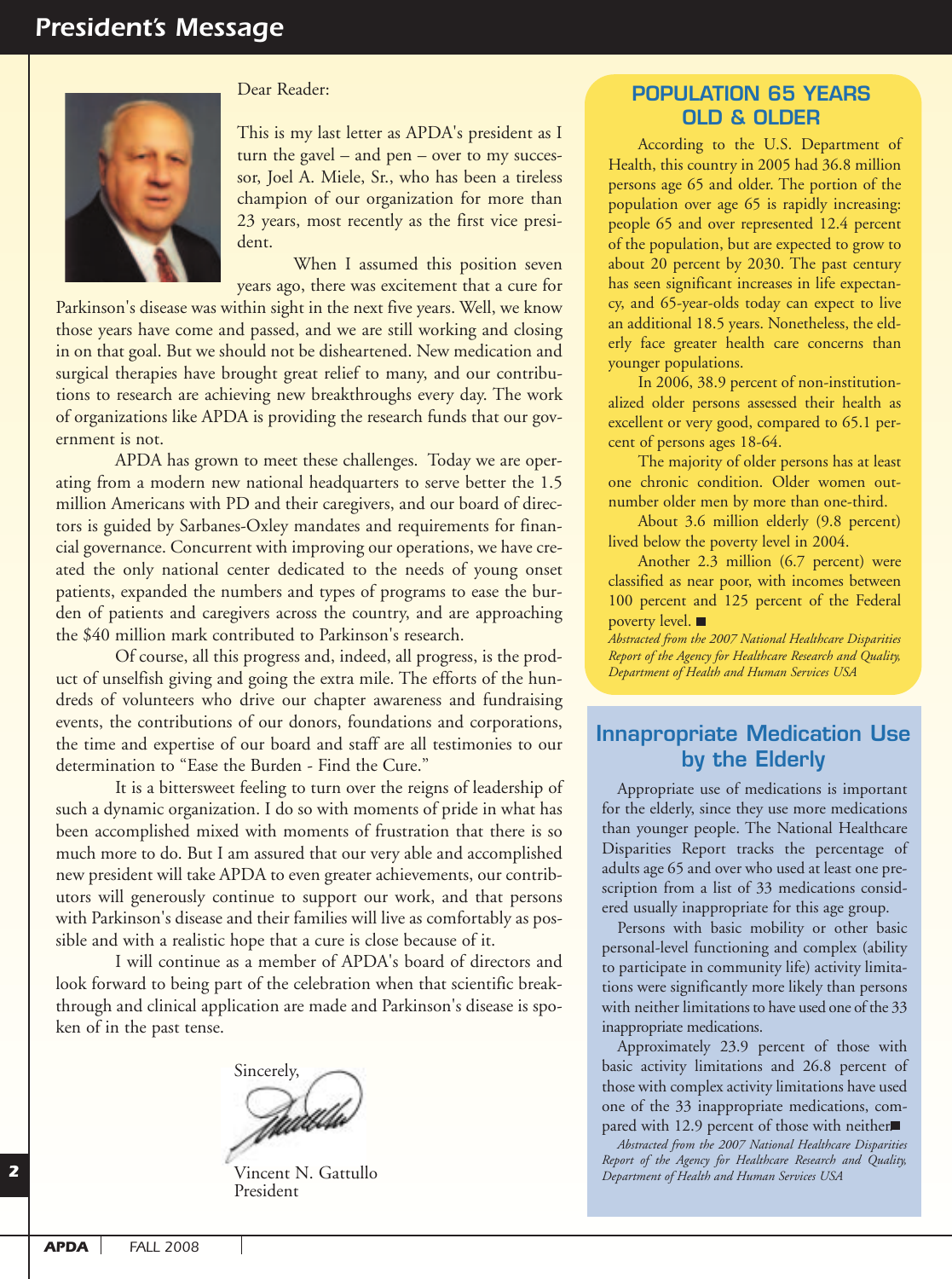# President's Message

Dear Reader:

This is my last letter as APDA's president as I turn the gavel – and pen – over to my successor, Joel A. Miele, Sr., who has been a tireless champion of our organization for more than 23 years, most recently as the first vice president.

When I assumed this position seven years ago, there was excitement that a cure for Parkinson's disease was within sight in the next five years. Well, we know those years have come and passed, and we are still working and closing in on that goal. But we should not be disheartened. New medication and surgical therapies have brought great relief to many, and our contributions to research are achieving new breakthroughs every day. The work of organizations like APDA is providing the research funds that our government is not.

APDA has grown to meet these challenges. Today we are operating from a modern new national headquarters to serve better the 1.5 million Americans with PD and their caregivers, and our board of directors is guided by Sarbanes-Oxley mandates and requirements for financial governance. Concurrent with improving our operations, we have created the only national center dedicated to the needs of young onset patients, expanded the numbers and types of programs to ease the burden of patients and caregivers across the country, and are approaching the $40 million mark contributed to Parkinson's research.

Of course, all this progress and, indeed, all progress, is the product of unselfish giving and going the extra mile. The efforts of the hundreds of volunteers who drive our chapter awareness and fundraising events, the contributions of our donors, foundations and corporations, the time and expertise of our board and staff are all testimonies to our determination to "Ease the Burden - Find the Cure."

It is a bittersweet feeling to turn over the reigns of leadership of such a dynamic organization. I do so with moments of pride in what has been accomplished mixed with moments of frustration that there is so much more to do. But I am assured that our very able and accomplished new president will take APDA to even greater achievements, our contributors will generously continue to support our work, and that persons with Parkinson's disease and their families will live as comfortably as possible and with a realistic hope that a cure is close because of it.

I will continue as a member of APDA's board of directors and look forward to being part of the celebration when that scientific breakthrough and clinical application are made and Parkinson's disease is spoken of in the past tense.

Sincerely,

Vincent N. Gattullo
President

## POPULATION 65 YEARS OLD & OLDER

According to the U.S. Department of Health, this country in 2005 had 36.8 million persons age 65 and older. The portion of the population over age 65 is rapidly increasing: people 65 and over represented 12.4 percent of the population, but are expected to grow to about 20 percent by 2030. The past century has seen significant increases in life expectancy, and 65-year-olds today can expect to live an additional 18.5 years. Nonetheless, the elderly face greater health care concerns than younger populations.

In 2006, 38.9 percent of non-institutionalized older persons assessed their health as excellent or very good, compared to 65.1 percent of persons ages 18-64.

The majority of older persons has at least one chronic condition. Older women outnumber older men by more than one-third.

About 3.6 million elderly (9.8 percent) lived below the poverty level in 2004.

Another 2.3 million (6.7 percent) were classified as near poor, with incomes between 100 percent and 125 percent of the Federal poverty level. ■

*Abstracted from the 2007 National Healthcare Disparities Report of the Agency for Healthcare Research and Quality, Department of Health and Human Services USA*

## Innapropriate Medication Use by the Elderly

Appropriate use of medications is important for the elderly, since they use more medications than younger people. The National Healthcare Disparities Report tracks the percentage of adults age 65 and over who used at least one prescription from a list of 33 medications considered usually inappropriate for this age group.

Persons with basic mobility or other basic personal-level functioning and complex (ability to participate in community life) activity limitations were significantly more likely than persons with neither limitations to have used one of the 33 inappropriate medications.

Approximately 23.9 percent of those with basic activity limitations and 26.8 percent of those with complex activity limitations have used one of the 33 inappropriate medications, compared with 12.9 percent of those with neither■

*Abstracted from the 2007 National Healthcare Disparities Report of the Agency for Healthcare Research and Quality, Department of Health and Human Services USA*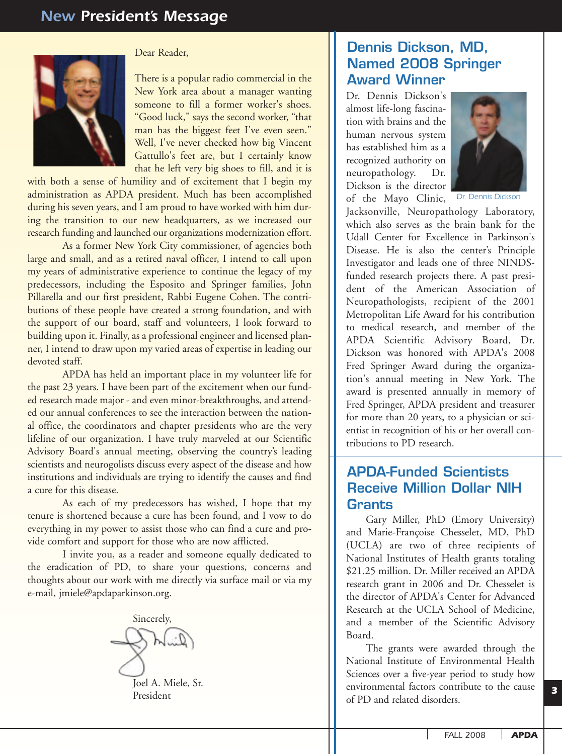# New President's Message

Dear Reader,

There is a popular radio commercial in the New York area about a manager wanting someone to fill a former worker's shoes. "Good luck," says the second worker, "that man has the biggest feet I've even seen." Well, I've never checked how big Vincent Gattullo's feet are, but I certainly know that he left very big shoes to fill, and it is with both a sense of humility and of excitement that I begin my administration as APDA president. Much has been accomplished during his seven years, and I am proud to have worked with him during the transition to our new headquarters, as we increased our research funding and launched our organizations modernization effort.

As a former New York City commissioner, of agencies both large and small, and as a retired naval officer, I intend to call upon my years of administrative experience to continue the legacy of my predecessors, including the Esposito and Springer families, John Pillarella and our first president, Rabbi Eugene Cohen. The contributions of these people have created a strong foundation, and with the support of our board, staff and volunteers, I look forward to building upon it. Finally, as a professional engineer and licensed planner, I intend to draw upon my varied areas of expertise in leading our devoted staff.

APDA has held an important place in my volunteer life for the past 23 years. I have been part of the excitement when our funded research made major - and even minor-breakthroughs, and attended our annual conferences to see the interaction between the national office, the coordinators and chapter presidents who are the very lifeline of our organization. I have truly marveled at our Scientific Advisory Board's annual meeting, observing the country's leading scientists and neurogolists discuss every aspect of the disease and how institutions and individuals are trying to identify the causes and find a cure for this disease.

As each of my predecessors has wished, I hope that my tenure is shortened because a cure has been found, and I vow to do everything in my power to assist those who can find a cure and provide comfort and support for those who are now afflicted.

I invite you, as a reader and someone equally dedicated to the eradication of PD, to share your questions, concerns and thoughts about our work with me directly via surface mail or via my e-mail, jmiele@apdaparkinson.org.

Sincerely,

Joel A. Miele, Sr.
President

## Dennis Dickson, MD, Named 2008 Springer Award Winner

Dr. Dennis Dickson's almost life-long fascination with brains and the human nervous system has established him as a recognized authority on neuropathology. Dr. Dickson is the director of the Mayo Clinic, Jacksonville, Neuropathology Laboratory, which also serves as the brain bank for the Udall Center for Excellence in Parkinson's Disease. He is also the center's Principle Investigator and leads one of three NINDS-funded research projects there. A past president of the American Association of Neuropathologists, recipient of the 2001 Metropolitan Life Award for his contribution to medical research, and member of the APDA Scientific Advisory Board, Dr. Dickson was honored with APDA's 2008 Fred Springer Award during the organization's annual meeting in New York. The award is presented annually in memory of Fred Springer, APDA president and treasurer for more than 20 years, to a physician or scientist in recognition of his or her overall contributions to PD research.

Dr. Dennis Dickson

## APDA-Funded Scientists Receive Million Dollar NIH Grants

Gary Miller, PhD (Emory University) and Marie-Françoise Chesselet, MD, PhD (UCLA) are two of three recipients of National Institutes of Health grants totaling $21.25 million. Dr. Miller received an APDA research grant in 2006 and Dr. Chesselet is the director of APDA's Center for Advanced Research at the UCLA School of Medicine, and a member of the Scientific Advisory Board.

The grants were awarded through the National Institute of Environmental Health Sciences over a five-year period to study how environmental factors contribute to the cause of PD and related disorders.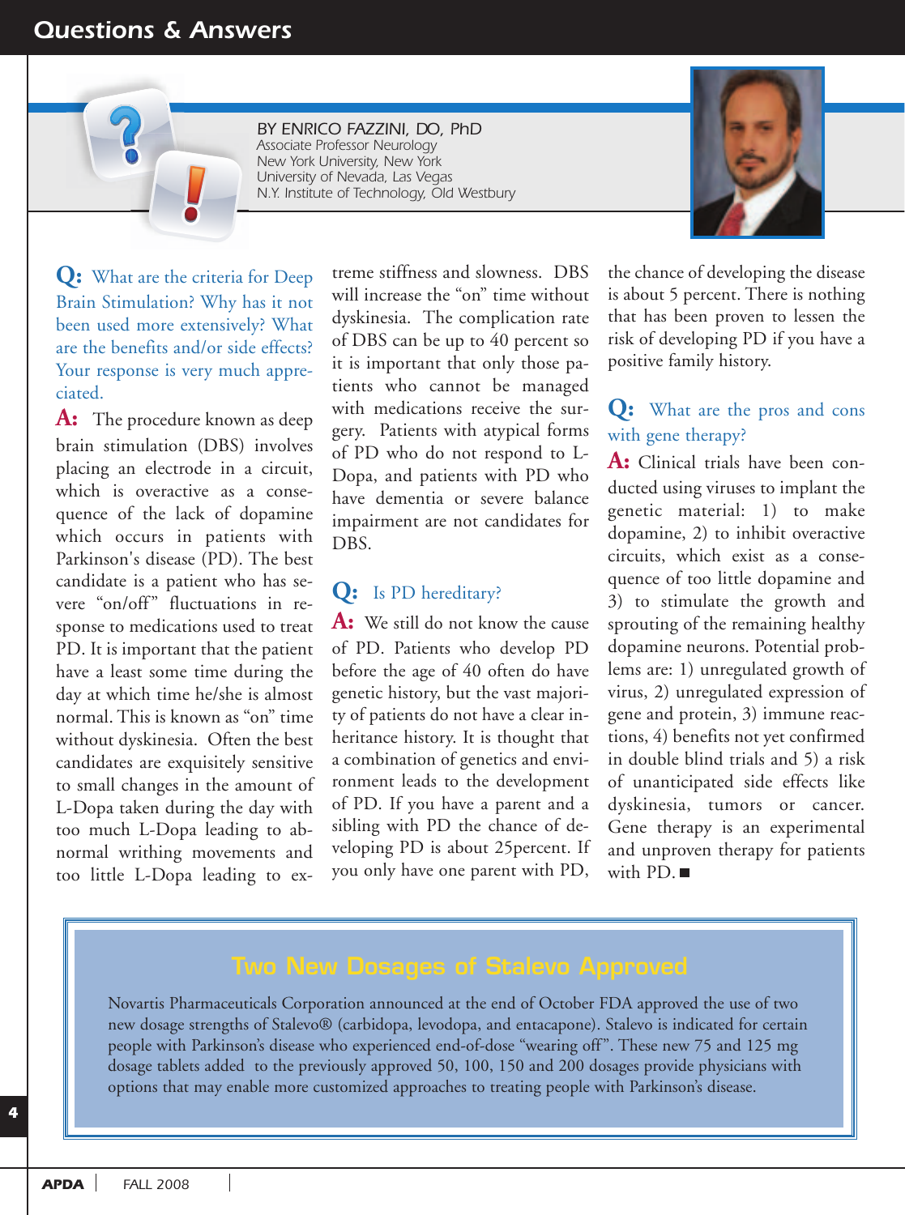# Questions & Answers

BY ENRICO FAZZINI, DO, PhD
Associate Professor Neurology
New York University, New York
University of Nevada, Las Vegas
N.Y. Institute of Technology, Old Westbury

**Q:** What are the criteria for Deep Brain Stimulation? Why has it not been used more extensively? What are the benefits and/or side effects? Your response is very much appreciated.

**A:** The procedure known as deep brain stimulation (DBS) involves placing an electrode in a circuit, which is overactive as a consequence of the lack of dopamine which occurs in patients with Parkinson's disease (PD). The best candidate is a patient who has severe "on/off" fluctuations in response to medications used to treat PD. It is important that the patient have a least some time during the day at which time he/she is almost normal. This is known as "on" time without dyskinesia. Often the best candidates are exquisitely sensitive to small changes in the amount of L-Dopa taken during the day with too much L-Dopa leading to abnormal writhing movements and too little L-Dopa leading to extreme stiffness and slowness. DBS will increase the "on" time without dyskinesia. The complication rate of DBS can be up to 40 percent so it is important that only those patients who cannot be managed with medications receive the surgery. Patients with atypical forms of PD who do not respond to L-Dopa, and patients with PD who have dementia or severe balance impairment are not candidates for DBS.

**Q:** Is PD hereditary?

**A:** We still do not know the cause of PD. Patients who develop PD before the age of 40 often do have genetic history, but the vast majority of patients do not have a clear inheritance history. It is thought that a combination of genetics and environment leads to the development of PD. If you have a parent and a sibling with PD the chance of developing PD is about 25percent. If you only have one parent with PD, the chance of developing the disease is about 5 percent. There is nothing that has been proven to lessen the risk of developing PD if you have a positive family history.

**Q:** What are the pros and cons with gene therapy?

**A:** Clinical trials have been conducted using viruses to implant the genetic material: 1) to make dopamine, 2) to inhibit overactive circuits, which exist as a consequence of too little dopamine and 3) to stimulate the growth and sprouting of the remaining healthy dopamine neurons. Potential problems are: 1) unregulated growth of virus, 2) unregulated expression of gene and protein, 3) immune reactions, 4) benefits not yet confirmed in double blind trials and 5) a risk of unanticipated side effects like dyskinesia, tumors or cancer. Gene therapy is an experimental and unproven therapy for patients with PD. ■

## Two New Dosages of Stalevo Approved

Novartis Pharmaceuticals Corporation announced at the end of October FDA approved the use of two new dosage strengths of Stalevo® (carbidopa, levodopa, and entacapone). Stalevo is indicated for certain people with Parkinson's disease who experienced end-of-dose "wearing off". These new 75 and 125 mg dosage tablets added to the previously approved 50, 100, 150 and 200 dosages provide physicians with options that may enable more customized approaches to treating people with Parkinson's disease.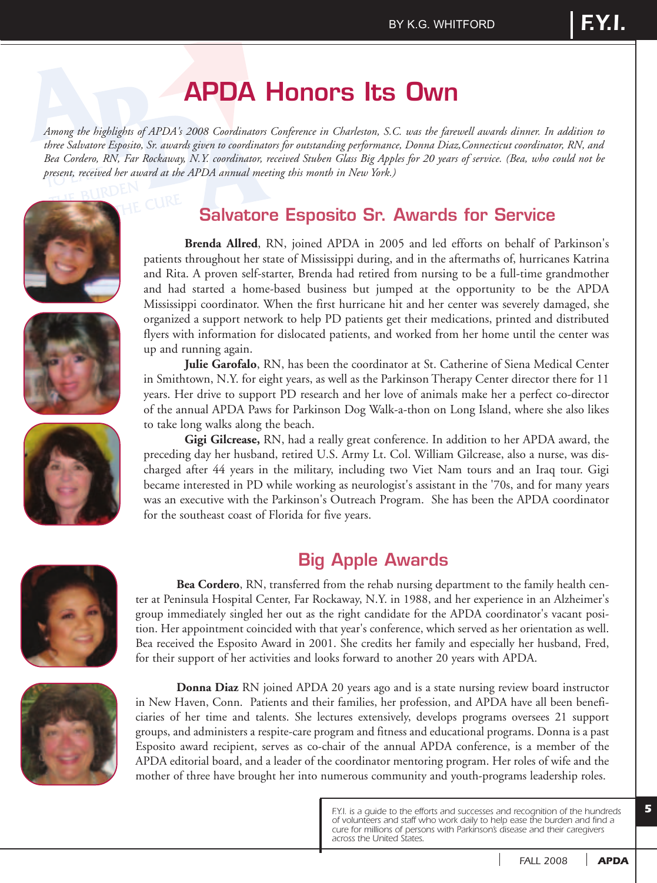# APDA Honors Its Own

*Among the highlights of APDA's 2008 Coordinators Conference in Charleston, S.C. was the farewell awards dinner. In addition to three Salvatore Esposito, Sr. awards given to coordinators for outstanding performance, Donna Diaz,Connecticut coordinator, RN, and Bea Cordero, RN, Far Rockaway, N.Y. coordinator, received Stuben Glass Big Apples for 20 years of service. (Bea, who could not be present, received her award at the APDA annual meeting this month in New York.)*

## Salvatore Esposito Sr. Awards for Service

**Brenda Allred**, RN, joined APDA in 2005 and led efforts on behalf of Parkinson's patients throughout her state of Mississippi during, and in the aftermaths of, hurricanes Katrina and Rita. A proven self-starter, Brenda had retired from nursing to be a full-time grandmother and had started a home-based business but jumped at the opportunity to be the APDA Mississippi coordinator. When the first hurricane hit and her center was severely damaged, she organized a support network to help PD patients get their medications, printed and distributed flyers with information for dislocated patients, and worked from her home until the center was up and running again.

**Julie Garofalo**, RN, has been the coordinator at St. Catherine of Siena Medical Center in Smithtown, N.Y. for eight years, as well as the Parkinson Therapy Center director there for 11 years. Her drive to support PD research and her love of animals make her a perfect co-director of the annual APDA Paws for Parkinson Dog Walk-a-thon on Long Island, where she also likes to take long walks along the beach.

**Gigi Gilcrease,** RN, had a really great conference. In addition to her APDA award, the preceding day her husband, retired U.S. Army Lt. Col. William Gilcrease, also a nurse, was discharged after 44 years in the military, including two Viet Nam tours and an Iraq tour. Gigi became interested in PD while working as neurologist's assistant in the '70s, and for many years was an executive with the Parkinson's Outreach Program. She has been the APDA coordinator for the southeast coast of Florida for five years.

## Big Apple Awards

**Bea Cordero**, RN, transferred from the rehab nursing department to the family health center at Peninsula Hospital Center, Far Rockaway, N.Y. in 1988, and her experience in an Alzheimer's group immediately singled her out as the right candidate for the APDA coordinator's vacant position. Her appointment coincided with that year's conference, which served as her orientation as well. Bea received the Esposito Award in 2001. She credits her family and especially her husband, Fred, for their support of her activities and looks forward to another 20 years with APDA.

**Donna Diaz** RN joined APDA 20 years ago and is a state nursing review board instructor in New Haven, Conn. Patients and their families, her profession, and APDA have all been beneficiaries of her time and talents. She lectures extensively, develops programs oversees 21 support groups, and administers a respite-care program and fitness and educational programs. Donna is a past Esposito award recipient, serves as co-chair of the annual APDA conference, is a member of the APDA editorial board, and a leader of the coordinator mentoring program. Her roles of wife and the mother of three have brought her into numerous community and youth-programs leadership roles.

F.Y.I. is a guide to the efforts and successes and recognition of the hundreds of volunteers and staff who work daily to help ease the burden and find a cure for millions of persons with Parkinson's disease and their caregivers across the United States.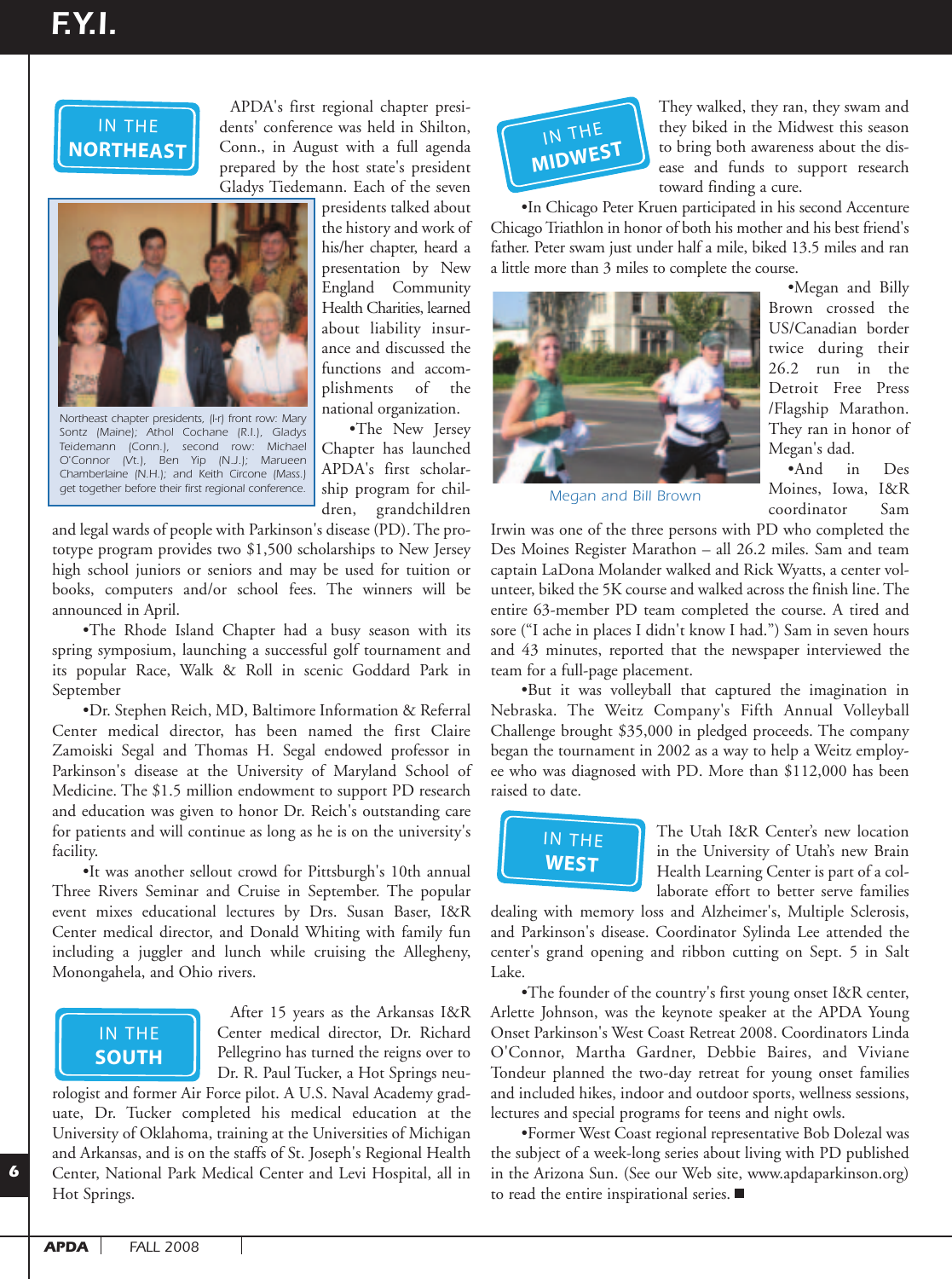# F.Y.I.

## IN THE NORTHEAST

APDA's first regional chapter presidents' conference was held in Shilton, Conn., in August with a full agenda prepared by the host state's president Gladys Tiedemann. Each of the seven presidents talked about the history and work of his/her chapter, heard a presentation by New England Community Health Charities, learned about liability insurance and discussed the functions and accomplishments of the national organization.

Northeast chapter presidents, (l-r) front row: Mary Sontz (Maine); Athol Cochane (R.I.), Gladys Teidemann (Conn.), second row: Michael O'Connor (Vt.), Ben Yip (N.J.); Marueen Chamberlaine (N.H.); and Keith Circone (Mass.) get together before their first regional conference.

•The New Jersey Chapter has launched APDA's first scholarship program for children, grandchildren and legal wards of people with Parkinson's disease (PD). The prototype program provides two $1,500 scholarships to New Jersey high school juniors or seniors and may be used for tuition or books, computers and/or school fees. The winners will be announced in April.

•The Rhode Island Chapter had a busy season with its spring symposium, launching a successful golf tournament and its popular Race, Walk & Roll in scenic Goddard Park in September

•Dr. Stephen Reich, MD, Baltimore Information & Referral Center medical director, has been named the first Claire Zamoiski Segal and Thomas H. Segal endowed professor in Parkinson's disease at the University of Maryland School of Medicine. The $1.5 million endowment to support PD research and education was given to honor Dr. Reich's outstanding care for patients and will continue as long as he is on the university's facility.

•It was another sellout crowd for Pittsburgh's 10th annual Three Rivers Seminar and Cruise in September. The popular event mixes educational lectures by Drs. Susan Baser, I&R Center medical director, and Donald Whiting with family fun including a juggler and lunch while cruising the Allegheny, Monongahela, and Ohio rivers.

## IN THE SOUTH

After 15 years as the Arkansas I&R Center medical director, Dr. Richard Pellegrino has turned the reigns over to Dr. R. Paul Tucker, a Hot Springs neurologist and former Air Force pilot. A U.S. Naval Academy graduate, Dr. Tucker completed his medical education at the University of Oklahoma, training at the Universities of Michigan and Arkansas, and is on the staffs of St. Joseph's Regional Health Center, National Park Medical Center and Levi Hospital, all in Hot Springs.

## IN THE MIDWEST

They walked, they ran, they swam and they biked in the Midwest this season to bring both awareness about the disease and funds to support research toward finding a cure.

•In Chicago Peter Kruen participated in his second Accenture Chicago Triathlon in honor of both his mother and his best friend's father. Peter swam just under half a mile, biked 13.5 miles and ran a little more than 3 miles to complete the course.

•Megan and Billy Brown crossed the US/Canadian border twice during their 26.2 run in the Detroit Free Press /Flagship Marathon. They ran in honor of Megan's dad.

Megan and Bill Brown

•And in Des Moines, Iowa, I&R coordinator Sam Irwin was one of the three persons with PD who completed the Des Moines Register Marathon – all 26.2 miles. Sam and team captain LaDona Molander walked and Rick Wyatts, a center volunteer, biked the 5K course and walked across the finish line. The entire 63-member PD team completed the course. A tired and sore ("I ache in places I didn't know I had.") Sam in seven hours and 43 minutes, reported that the newspaper interviewed the team for a full-page placement.

•But it was volleyball that captured the imagination in Nebraska. The Weitz Company's Fifth Annual Volleyball Challenge brought $35,000 in pledged proceeds. The company began the tournament in 2002 as a way to help a Weitz employee who was diagnosed with PD. More than $112,000 has been raised to date.

## IN THE WEST

The Utah I&R Center's new location in the University of Utah's new Brain Health Learning Center is part of a collaborate effort to better serve families dealing with memory loss and Alzheimer's, Multiple Sclerosis, and Parkinson's disease. Coordinator Sylinda Lee attended the center's grand opening and ribbon cutting on Sept. 5 in Salt Lake.

•The founder of the country's first young onset I&R center, Arlette Johnson, was the keynote speaker at the APDA Young Onset Parkinson's West Coast Retreat 2008. Coordinators Linda O'Connor, Martha Gardner, Debbie Baires, and Viviane Tondeur planned the two-day retreat for young onset families and included hikes, indoor and outdoor sports, wellness sessions, lectures and special programs for teens and night owls.

•Former West Coast regional representative Bob Dolezal was the subject of a week-long series about living with PD published in the Arizona Sun. (See our Web site, www.apdaparkinson.org) to read the entire inspirational series. ■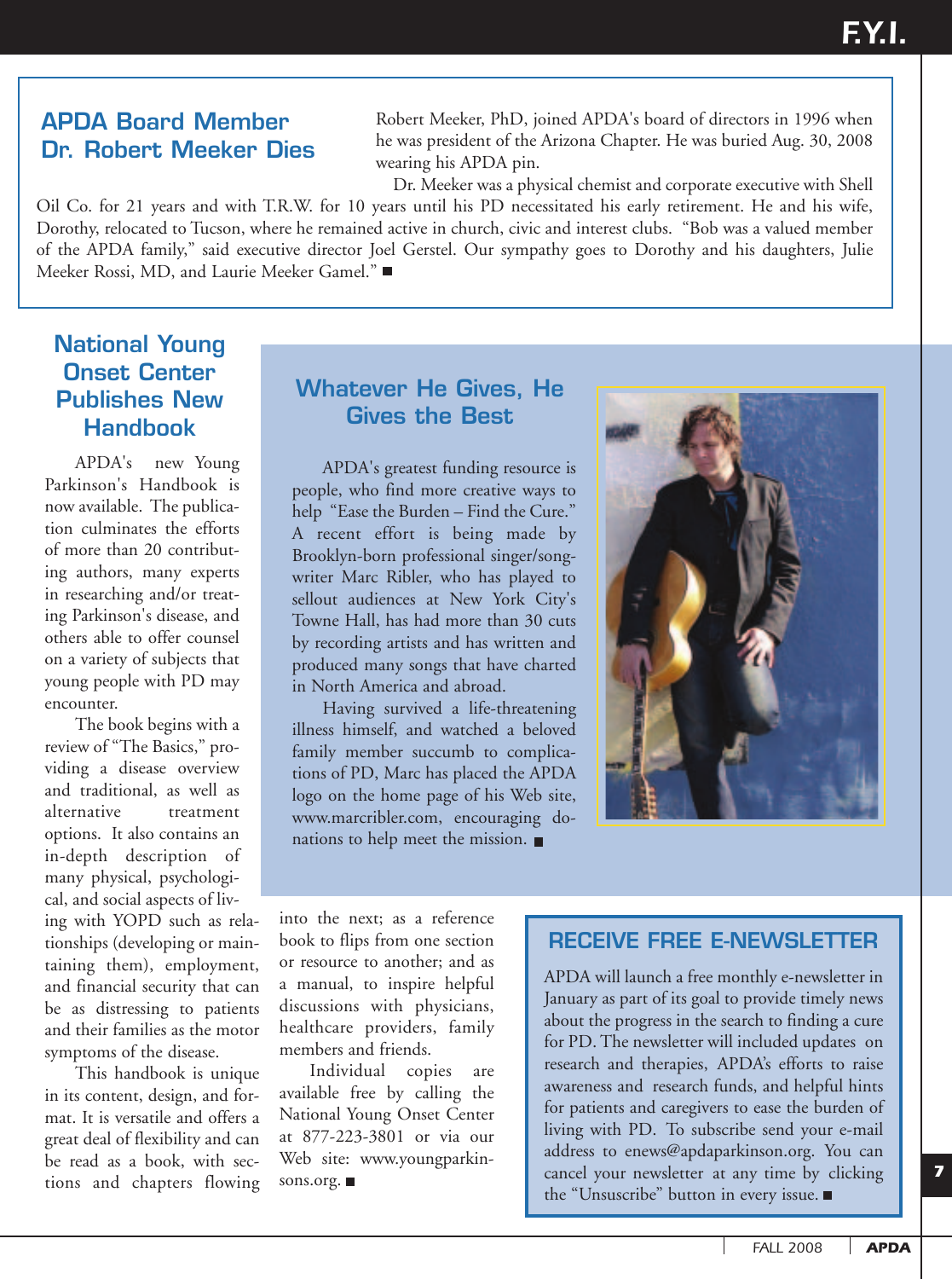## APDA Board Member Dr. Robert Meeker Dies

Robert Meeker, PhD, joined APDA's board of directors in 1996 when he was president of the Arizona Chapter. He was buried Aug. 30, 2008 wearing his APDA pin.

Dr. Meeker was a physical chemist and corporate executive with Shell Oil Co. for 21 years and with T.R.W. for 10 years until his PD necessitated his early retirement. He and his wife, Dorothy, relocated to Tucson, where he remained active in church, civic and interest clubs. "Bob was a valued member of the APDA family," said executive director Joel Gerstel. Our sympathy goes to Dorothy and his daughters, Julie Meeker Rossi, MD, and Laurie Meeker Gamel." ■

## National Young Onset Center Publishes New Handbook

APDA's new Young Parkinson's Handbook is now available. The publication culminates the efforts of more than 20 contributing authors, many experts in researching and/or treating Parkinson's disease, and others able to offer counsel on a variety of subjects that young people with PD may encounter.

The book begins with a review of "The Basics," providing a disease overview and traditional, as well as alternative treatment options. It also contains an in-depth description of many physical, psychological, and social aspects of living with YOPD such as relationships (developing or maintaining them), employment, and financial security that can be as distressing to patients and their families as the motor symptoms of the disease.

This handbook is unique in its content, design, and format. It is versatile and offers a great deal of flexibility and can be read as a book, with sections and chapters flowing into the next; as a reference book to flips from one section or resource to another; and as a manual, to inspire helpful discussions with physicians, healthcare providers, family members and friends.

Individual copies are available free by calling the National Young Onset Center at 877-223-3801 or via our Web site: www.youngparkinsons.org. ■

## Whatever He Gives, He Gives the Best

APDA's greatest funding resource is people, who find more creative ways to help "Ease the Burden – Find the Cure." A recent effort is being made by Brooklyn-born professional singer/songwriter Marc Ribler, who has played to sellout audiences at New York City's Towne Hall, has had more than 30 cuts by recording artists and has written and produced many songs that have charted in North America and abroad.

Having survived a life-threatening illness himself, and watched a beloved family member succumb to complications of PD, Marc has placed the APDA logo on the home page of his Web site, www.marcribler.com, encouraging donations to help meet the mission. ■

## RECEIVE FREE E-NEWSLETTER

APDA will launch a free monthly e-newsletter in January as part of its goal to provide timely news about the progress in the search to finding a cure for PD. The newsletter will included updates on research and therapies, APDA's efforts to raise awareness and research funds, and helpful hints for patients and caregivers to ease the burden of living with PD. To subscribe send your e-mail address to enews@apdaparkinson.org. You can cancel your newsletter at any time by clicking the "Unsuscribe" button in every issue. ■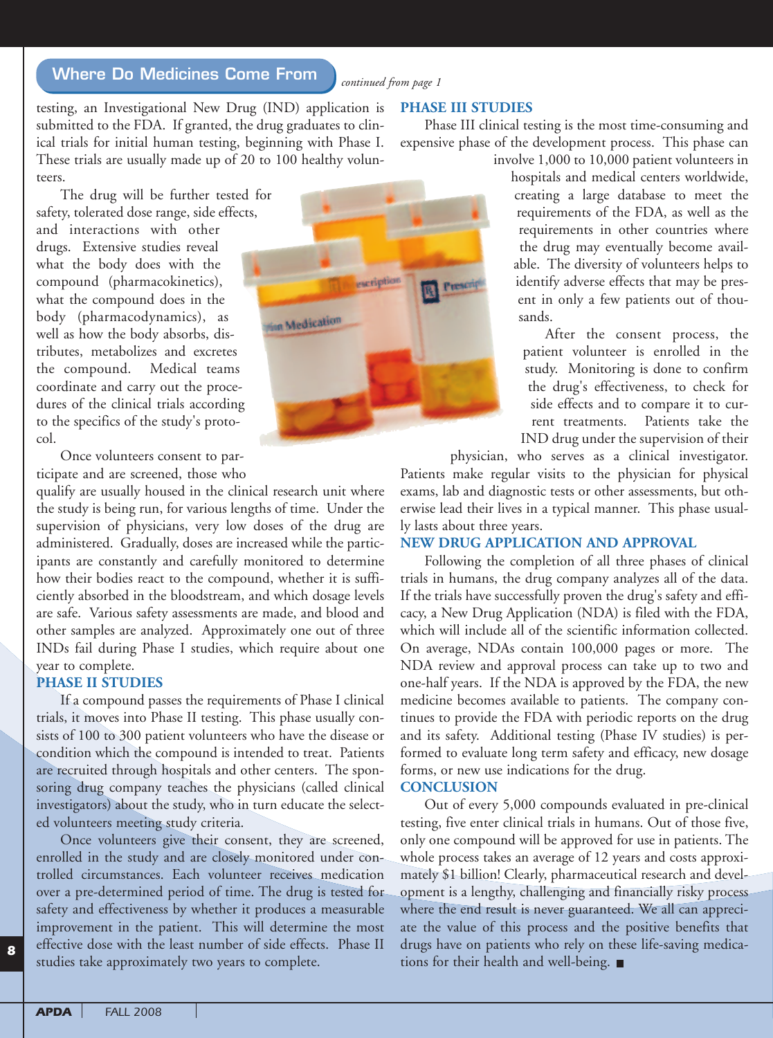## Where Do Medicines Come From

*continued from page 1*

testing, an Investigational New Drug (IND) application is submitted to the FDA. If granted, the drug graduates to clinical trials for initial human testing, beginning with Phase I. These trials are usually made up of 20 to 100 healthy volunteers.

The drug will be further tested for safety, tolerated dose range, side effects, and interactions with other drugs. Extensive studies reveal what the body does with the compound (pharmacokinetics), what the compound does in the body (pharmacodynamics), as well as how the body absorbs, distributes, metabolizes and excretes the compound. Medical teams coordinate and carry out the procedures of the clinical trials according to the specifics of the study's protocol.

Once volunteers consent to participate and are screened, those who qualify are usually housed in the clinical research unit where the study is being run, for various lengths of time. Under the supervision of physicians, very low doses of the drug are administered. Gradually, doses are increased while the participants are constantly and carefully monitored to determine how their bodies react to the compound, whether it is sufficiently absorbed in the bloodstream, and which dosage levels are safe. Various safety assessments are made, and blood and other samples are analyzed. Approximately one out of three INDs fail during Phase I studies, which require about one year to complete.

### PHASE II STUDIES

If a compound passes the requirements of Phase I clinical trials, it moves into Phase II testing. This phase usually consists of 100 to 300 patient volunteers who have the disease or condition which the compound is intended to treat. Patients are recruited through hospitals and other centers. The sponsoring drug company teaches the physicians (called clinical investigators) about the study, who in turn educate the selected volunteers meeting study criteria.

Once volunteers give their consent, they are screened, enrolled in the study and are closely monitored under controlled circumstances. Each volunteer receives medication over a pre-determined period of time. The drug is tested for safety and effectiveness by whether it produces a measurable improvement in the patient. This will determine the most effective dose with the least number of side effects. Phase II studies take approximately two years to complete.

### PHASE III STUDIES

Phase III clinical testing is the most time-consuming and expensive phase of the development process. This phase can involve 1,000 to 10,000 patient volunteers in hospitals and medical centers worldwide, creating a large database to meet the requirements of the FDA, as well as the requirements in other countries where the drug may eventually become available. The diversity of volunteers helps to identify adverse effects that may be present in only a few patients out of thousands.

After the consent process, the patient volunteer is enrolled in the study. Monitoring is done to confirm the drug's effectiveness, to check for side effects and to compare it to current treatments. Patients take the IND drug under the supervision of their physician, who serves as a clinical investigator. Patients make regular visits to the physician for physical exams, lab and diagnostic tests or other assessments, but otherwise lead their lives in a typical manner. This phase usually lasts about three years.

### NEW DRUG APPLICATION AND APPROVAL

Following the completion of all three phases of clinical trials in humans, the drug company analyzes all of the data. If the trials have successfully proven the drug's safety and efficacy, a New Drug Application (NDA) is filed with the FDA, which will include all of the scientific information collected. On average, NDAs contain 100,000 pages or more. The NDA review and approval process can take up to two and one-half years. If the NDA is approved by the FDA, the new medicine becomes available to patients. The company continues to provide the FDA with periodic reports on the drug and its safety. Additional testing (Phase IV studies) is performed to evaluate long term safety and efficacy, new dosage forms, or new use indications for the drug.

### CONCLUSION

Out of every 5,000 compounds evaluated in pre-clinical testing, five enter clinical trials in humans. Out of those five, only one compound will be approved for use in patients. The whole process takes an average of 12 years and costs approximately $1 billion! Clearly, pharmaceutical research and development is a lengthy, challenging and financially risky process where the end result is never guaranteed. We all can appreciate the value of this process and the positive benefits that drugs have on patients who rely on these life-saving medications for their health and well-being. ■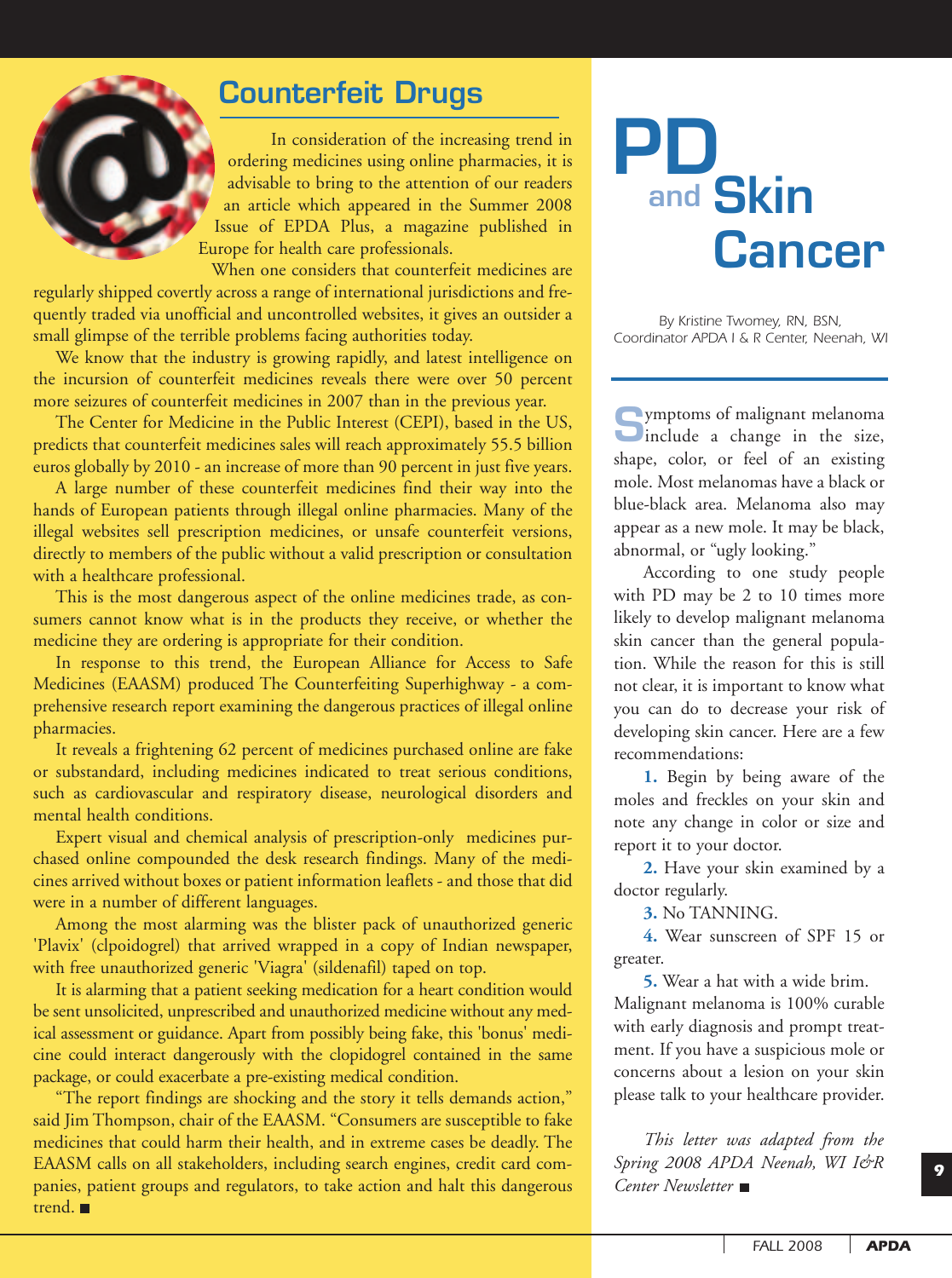## Counterfeit Drugs

In consideration of the increasing trend in ordering medicines using online pharmacies, it is advisable to bring to the attention of our readers an article which appeared in the Summer 2008 Issue of EPDA Plus, a magazine published in Europe for health care professionals.

When one considers that counterfeit medicines are regularly shipped covertly across a range of international jurisdictions and frequently traded via unofficial and uncontrolled websites, it gives an outsider a small glimpse of the terrible problems facing authorities today.

We know that the industry is growing rapidly, and latest intelligence on the incursion of counterfeit medicines reveals there were over 50 percent more seizures of counterfeit medicines in 2007 than in the previous year.

The Center for Medicine in the Public Interest (CEPI), based in the US, predicts that counterfeit medicines sales will reach approximately 55.5 billion euros globally by 2010 - an increase of more than 90 percent in just five years.

A large number of these counterfeit medicines find their way into the hands of European patients through illegal online pharmacies. Many of the illegal websites sell prescription medicines, or unsafe counterfeit versions, directly to members of the public without a valid prescription or consultation with a healthcare professional.

This is the most dangerous aspect of the online medicines trade, as consumers cannot know what is in the products they receive, or whether the medicine they are ordering is appropriate for their condition.

In response to this trend, the European Alliance for Access to Safe Medicines (EAASM) produced The Counterfeiting Superhighway - a comprehensive research report examining the dangerous practices of illegal online pharmacies.

It reveals a frightening 62 percent of medicines purchased online are fake or substandard, including medicines indicated to treat serious conditions, such as cardiovascular and respiratory disease, neurological disorders and mental health conditions.

Expert visual and chemical analysis of prescription-only medicines purchased online compounded the desk research findings. Many of the medicines arrived without boxes or patient information leaflets - and those that did were in a number of different languages.

Among the most alarming was the blister pack of unauthorized generic 'Plavix' (clpoidogrel) that arrived wrapped in a copy of Indian newspaper, with free unauthorized generic 'Viagra' (sildenafil) taped on top.

It is alarming that a patient seeking medication for a heart condition would be sent unsolicited, unprescribed and unauthorized medicine without any medical assessment or guidance. Apart from possibly being fake, this 'bonus' medicine could interact dangerously with the clopidogrel contained in the same package, or could exacerbate a pre-existing medical condition.

"The report findings are shocking and the story it tells demands action," said Jim Thompson, chair of the EAASM. "Consumers are susceptible to fake medicines that could harm their health, and in extreme cases be deadly. The EAASM calls on all stakeholders, including search engines, credit card companies, patient groups and regulators, to take action and halt this dangerous trend. ■

# PD and Skin Cancer

*By Kristine Twomey, RN, BSN, Coordinator APDA I & R Center, Neenah, WI*

Symptoms of malignant melanoma include a change in the size, shape, color, or feel of an existing mole. Most melanomas have a black or blue-black area. Melanoma also may appear as a new mole. It may be black, abnormal, or "ugly looking."

According to one study people with PD may be 2 to 10 times more likely to develop malignant melanoma skin cancer than the general population. While the reason for this is still not clear, it is important to know what you can do to decrease your risk of developing skin cancer. Here are a few recommendations:

1. Begin by being aware of the moles and freckles on your skin and note any change in color or size and report it to your doctor.
2. Have your skin examined by a doctor regularly.
3. No TANNING.
4. Wear sunscreen of SPF 15 or greater.
5. Wear a hat with a wide brim.

Malignant melanoma is 100% curable with early diagnosis and prompt treatment. If you have a suspicious mole or concerns about a lesion on your skin please talk to your healthcare provider.

*This letter was adapted from the Spring 2008 APDA Neenah, WI I&R Center Newsletter* ■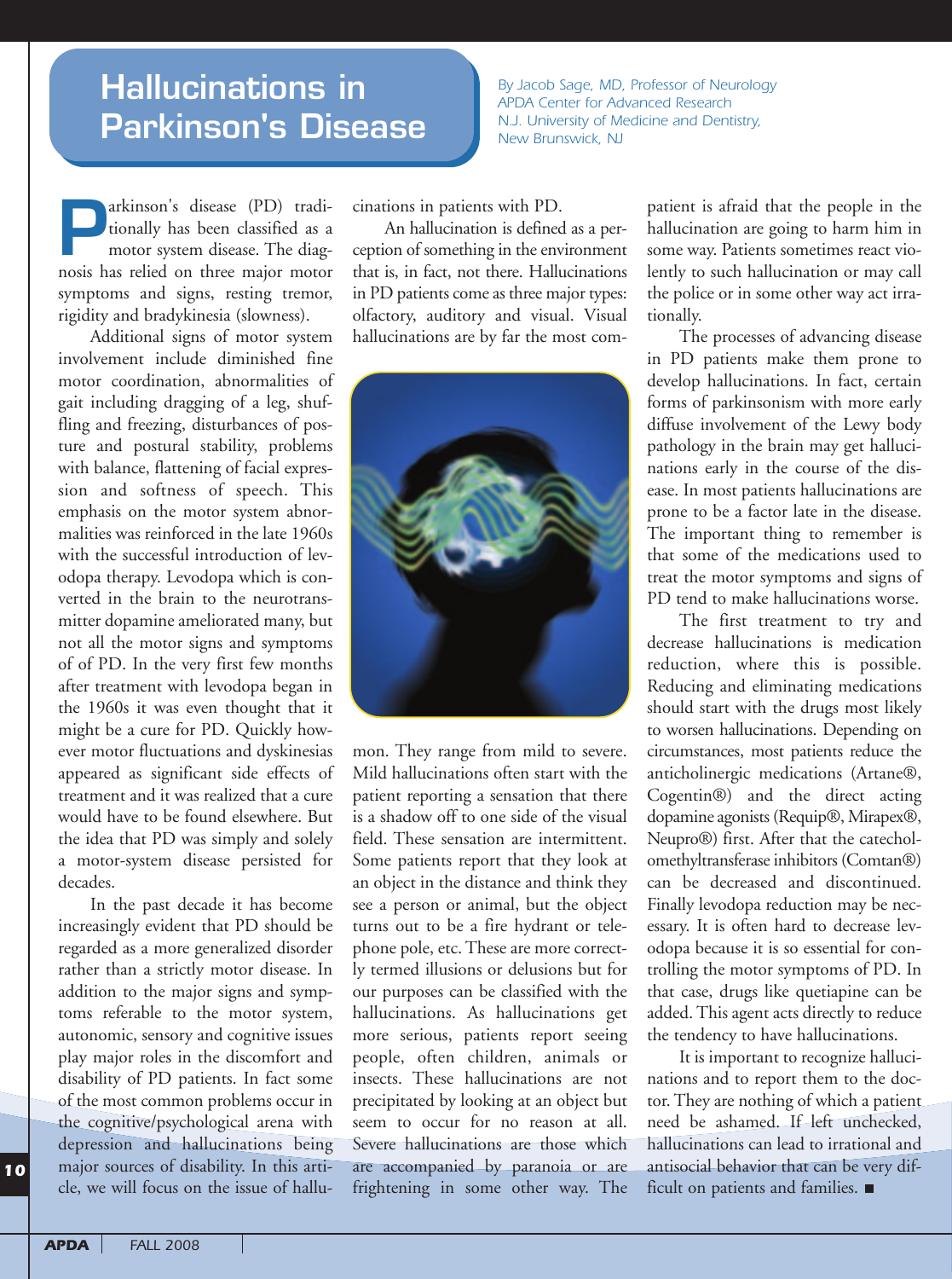# Hallucinations in Parkinson's Disease

*By Jacob Sage, MD, Professor of Neurology*
*APDA Center for Advanced Research*
*N.J. University of Medicine and Dentistry, New Brunswick, NJ*

Parkinson's disease (PD) traditionally has been classified as a motor system disease. The diagnosis has relied on three major motor symptoms and signs, resting tremor, rigidity and bradykinesia (slowness).

Additional signs of motor system involvement include diminished fine motor coordination, abnormalities of gait including dragging of a leg, shuffling and freezing, disturbances of posture and postural stability, problems with balance, flattening of facial expression and softness of speech. This emphasis on the motor system abnormalities was reinforced in the late 1960s with the successful introduction of levodopa therapy. Levodopa which is converted in the brain to the neurotransmitter dopamine ameliorated many, but not all the motor signs and symptoms of of PD. In the very first few months after treatment with levodopa began in the 1960s it was even thought that it might be a cure for PD. Quickly however motor fluctuations and dyskinesias appeared as significant side effects of treatment and it was realized that a cure would have to be found elsewhere. But the idea that PD was simply and solely a motor-system disease persisted for decades.

In the past decade it has become increasingly evident that PD should be regarded as a more generalized disorder rather than a strictly motor disease. In addition to the major signs and symptoms referable to the motor system, autonomic, sensory and cognitive issues play major roles in the discomfort and disability of PD patients. In fact some of the most common problems occur in the cognitive/psychological arena with depression and hallucinations being major sources of disability. In this article, we will focus on the issue of hallucinations in patients with PD.

An hallucination is defined as a perception of something in the environment that is, in fact, not there. Hallucinations in PD patients come as three major types: olfactory, auditory and visual. Visual hallucinations are by far the most common. They range from mild to severe. Mild hallucinations often start with the patient reporting a sensation that there is a shadow off to one side of the visual field. These sensation are intermittent. Some patients report that they look at an object in the distance and think they see a person or animal, but the object turns out to be a fire hydrant or telephone pole, etc. These are more correctly termed illusions or delusions but for our purposes can be classified with the hallucinations. As hallucinations get more serious, patients report seeing people, often children, animals or insects. These hallucinations are not precipitated by looking at an object but seem to occur for no reason at all. Severe hallucinations are those which are accompanied by paranoia or are frightening in some other way. The patient is afraid that the people in the hallucination are going to harm him in some way. Patients sometimes react violently to such hallucination or may call the police or in some other way act irrationally.

The processes of advancing disease in PD patients make them prone to develop hallucinations. In fact, certain forms of parkinsonism with more early diffuse involvement of the Lewy body pathology in the brain may get hallucinations early in the course of the disease. In most patients hallucinations are prone to be a factor late in the disease. The important thing to remember is that some of the medications used to treat the motor symptoms and signs of PD tend to make hallucinations worse.

The first treatment to try and decrease hallucinations is medication reduction, where this is possible. Reducing and eliminating medications should start with the drugs most likely to worsen hallucinations. Depending on circumstances, most patients reduce the anticholinergic medications (Artane®, Cogentin®) and the direct acting dopamine agonists (Requip®, Mirapex®, Neupro®) first. After that the catecholomethyltransferase inhibitors (Comtan®) can be decreased and discontinued. Finally levodopa reduction may be necessary. It is often hard to decrease levodopa because it is so essential for controlling the motor symptoms of PD. In that case, drugs like quetiapine can be added. This agent acts directly to reduce the tendency to have hallucinations.

It is important to recognize hallucinations and to report them to the doctor. They are nothing of which a patient need be ashamed. If left unchecked, hallucinations can lead to irrational and antisocial behavior that can be very difficult on patients and families. ■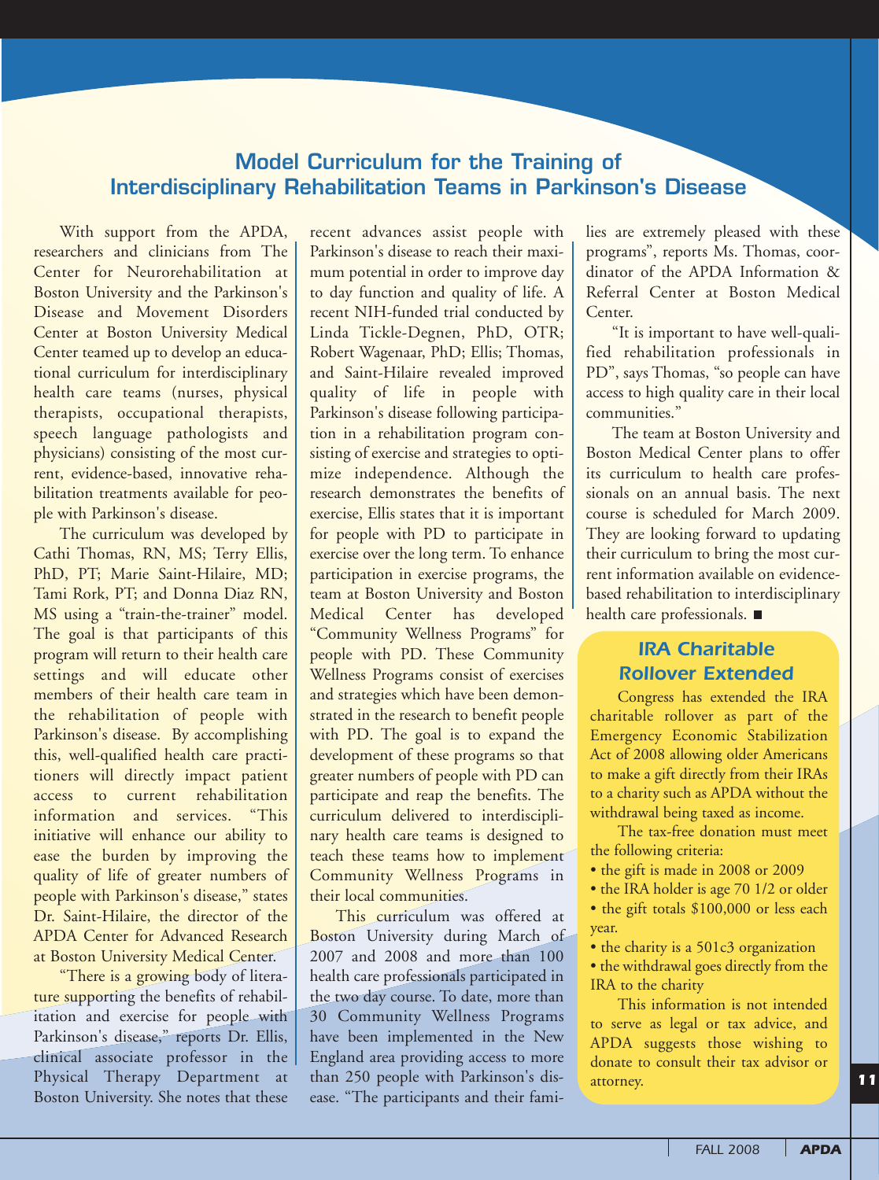## Model Curriculum for the Training of Interdisciplinary Rehabilitation Teams in Parkinson's Disease

With support from the APDA, researchers and clinicians from The Center for Neurorehabilitation at Boston University and the Parkinson's Disease and Movement Disorders Center at Boston University Medical Center teamed up to develop an educational curriculum for interdisciplinary health care teams (nurses, physical therapists, occupational therapists, speech language pathologists and physicians) consisting of the most current, evidence-based, innovative rehabilitation treatments available for people with Parkinson's disease.

The curriculum was developed by Cathi Thomas, RN, MS; Terry Ellis, PhD, PT; Marie Saint-Hilaire, MD; Tami Rork, PT; and Donna Diaz RN, MS using a "train-the-trainer" model. The goal is that participants of this program will return to their health care settings and will educate other members of their health care team in the rehabilitation of people with Parkinson's disease. By accomplishing this, well-qualified health care practitioners will directly impact patient access to current rehabilitation information and services. "This initiative will enhance our ability to ease the burden by improving the quality of life of greater numbers of people with Parkinson's disease," states Dr. Saint-Hilaire, the director of the APDA Center for Advanced Research at Boston University Medical Center.

"There is a growing body of literature supporting the benefits of rehabilitation and exercise for people with Parkinson's disease," reports Dr. Ellis, clinical associate professor in the Physical Therapy Department at Boston University. She notes that these recent advances assist people with Parkinson's disease to reach their maximum potential in order to improve day to day function and quality of life. A recent NIH-funded trial conducted by Linda Tickle-Degnen, PhD, OTR; Robert Wagenaar, PhD; Ellis; Thomas, and Saint-Hilaire revealed improved quality of life in people with Parkinson's disease following participation in a rehabilitation program consisting of exercise and strategies to optimize independence. Although the research demonstrates the benefits of exercise, Ellis states that it is important for people with PD to participate in exercise over the long term. To enhance participation in exercise programs, the team at Boston University and Boston Medical Center has developed "Community Wellness Programs" for people with PD. These Community Wellness Programs consist of exercises and strategies which have been demonstrated in the research to benefit people with PD. The goal is to expand the development of these programs so that greater numbers of people with PD can participate and reap the benefits. The curriculum delivered to interdisciplinary health care teams is designed to teach these teams how to implement Community Wellness Programs in their local communities.

This curriculum was offered at Boston University during March of 2007 and 2008 and more than 100 health care professionals participated in the two day course. To date, more than 30 Community Wellness Programs have been implemented in the New England area providing access to more than 250 people with Parkinson's disease. "The participants and their families are extremely pleased with these programs", reports Ms. Thomas, coordinator of the APDA Information & Referral Center at Boston Medical Center.

"It is important to have well-qualified rehabilitation professionals in PD", says Thomas, "so people can have access to high quality care in their local communities."

The team at Boston University and Boston Medical Center plans to offer its curriculum to health care professionals on an annual basis. The next course is scheduled for March 2009. They are looking forward to updating their curriculum to bring the most current information available on evidence-based rehabilitation to interdisciplinary health care professionals. ■

## IRA Charitable Rollover Extended

Congress has extended the IRA charitable rollover as part of the Emergency Economic Stabilization Act of 2008 allowing older Americans to make a gift directly from their IRAs to a charity such as APDA without the withdrawal being taxed as income.

The tax-free donation must meet the following criteria:

- the gift is made in 2008 or 2009
- the IRA holder is age 70 1/2 or older
- the gift totals $100,000 or less each year.
- the charity is a 501c3 organization
- the withdrawal goes directly from the IRA to the charity

This information is not intended to serve as legal or tax advice, and APDA suggests those wishing to donate to consult their tax advisor or attorney.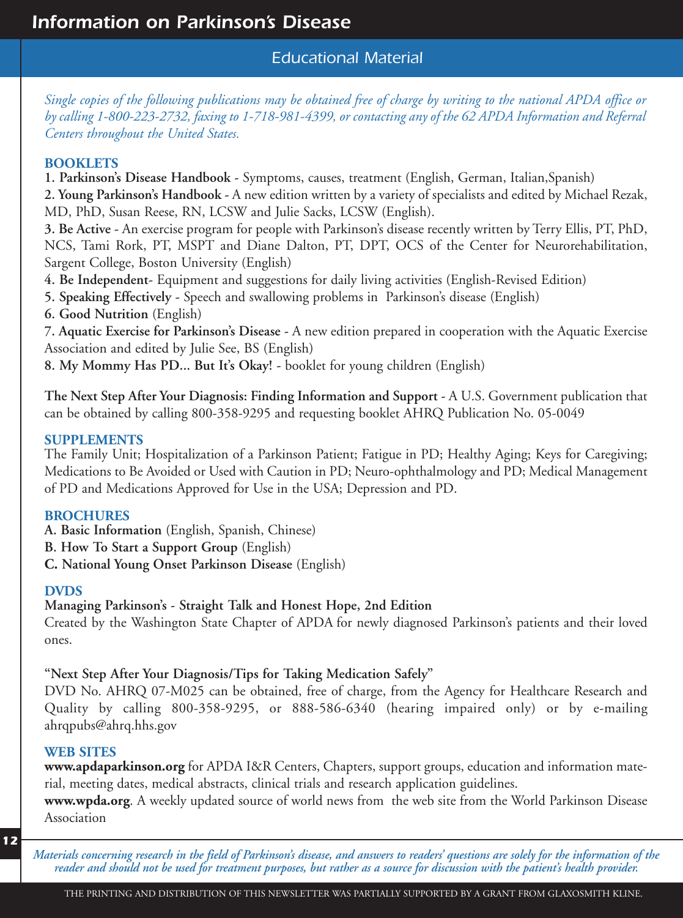# Information on Parkinson's Disease

## Educational Material

*Single copies of the following publications may be obtained free of charge by writing to the national APDA office or by calling 1-800-223-2732, faxing to 1-718-981-4399, or contacting any of the 62 APDA Information and Referral Centers throughout the United States.*

### BOOKLETS

**1. Parkinson's Disease Handbook** - Symptoms, causes, treatment (English, German, Italian,Spanish)
**2. Young Parkinson's Handbook** - A new edition written by a variety of specialists and edited by Michael Rezak, MD, PhD, Susan Reese, RN, LCSW and Julie Sacks, LCSW (English).
**3. Be Active** - An exercise program for people with Parkinson's disease recently written by Terry Ellis, PT, PhD, NCS, Tami Rork, PT, MSPT and Diane Dalton, PT, DPT, OCS of the Center for Neurorehabilitation, Sargent College, Boston University (English)
**4. Be Independent**- Equipment and suggestions for daily living activities (English-Revised Edition)
**5. Speaking Effectively** - Speech and swallowing problems in Parkinson's disease (English)
**6. Good Nutrition** (English)
**7. Aquatic Exercise for Parkinson's Disease** - A new edition prepared in cooperation with the Aquatic Exercise Association and edited by Julie See, BS (English)
**8. My Mommy Has PD... But It's Okay!** - booklet for young children (English)

**The Next Step After Your Diagnosis: Finding Information and Support** - A U.S. Government publication that can be obtained by calling 800-358-9295 and requesting booklet AHRQ Publication No. 05-0049

### SUPPLEMENTS

The Family Unit; Hospitalization of a Parkinson Patient; Fatigue in PD; Healthy Aging; Keys for Caregiving; Medications to Be Avoided or Used with Caution in PD; Neuro-ophthalmology and PD; Medical Management of PD and Medications Approved for Use in the USA; Depression and PD.

### BROCHURES

**A. Basic Information** (English, Spanish, Chinese)
**B. How To Start a Support Group** (English)
**C. National Young Onset Parkinson Disease** (English)

### DVDS

**Managing Parkinson's - Straight Talk and Honest Hope, 2nd Edition**
Created by the Washington State Chapter of APDA for newly diagnosed Parkinson's patients and their loved ones.

**"Next Step After Your Diagnosis/Tips for Taking Medication Safely"**
DVD No. AHRQ 07-M025 can be obtained, free of charge, from the Agency for Healthcare Research and Quality by calling 800-358-9295, or 888-586-6340 (hearing impaired only) or by e-mailing ahrqpubs@ahrq.hhs.gov

### WEB SITES

**www.apdaparkinson.org** for APDA I&R Centers, Chapters, support groups, education and information material, meeting dates, medical abstracts, clinical trials and research application guidelines.
**www.wpda.org**. A weekly updated source of world news from the web site from the World Parkinson Disease Association

*Materials concerning research in the field of Parkinson's disease, and answers to readers' questions are solely for the information of the reader and should not be used for treatment purposes, but rather as a source for discussion with the patient's health provider.*

THE PRINTING AND DISTRIBUTION OF THIS NEWSLETTER WAS PARTIALLY SUPPORTED BY A GRANT FROM GLAXOSMITH KLINE.